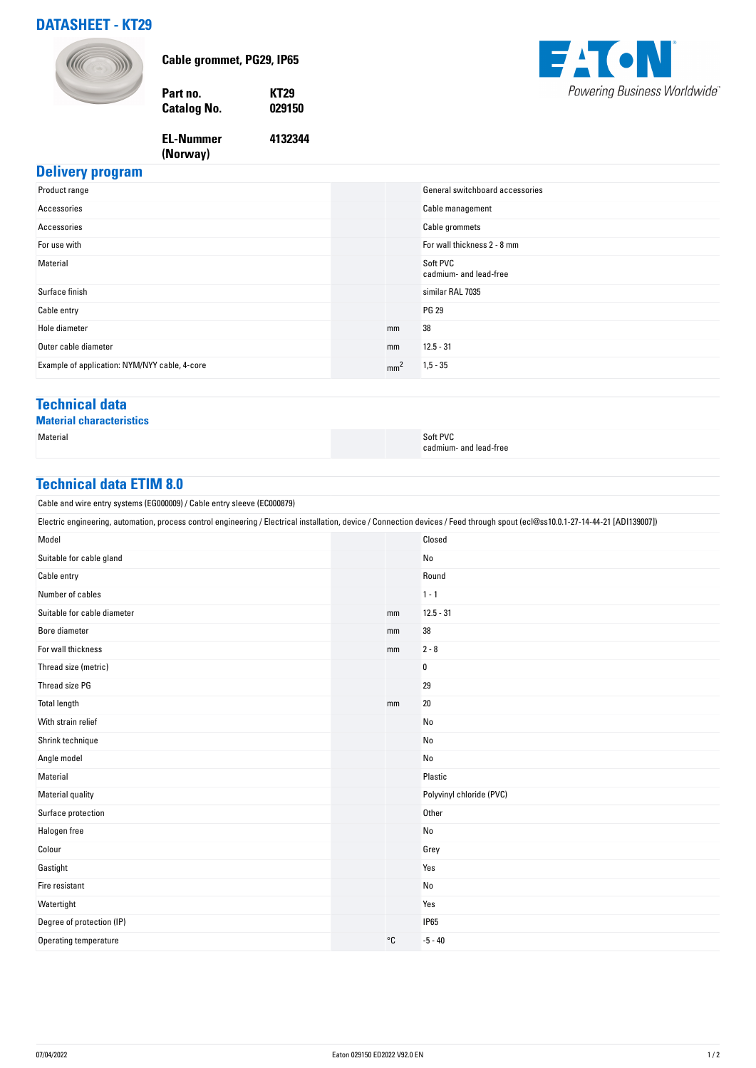# DATASHEET - KT29

**Cable grommet, PG29, IP65**

| | |
|---|---|
| **Part no.** | **KT29** |
| **Catalog No.** | **029150** |
| **EL-Nummer (Norway)** | **4132344** |

## Delivery program

| | | |
|---|---|---|
| Product range | | General switchboard accessories |
| Accessories | | Cable management |
| Accessories | | Cable grommets |
| For use with | | For wall thickness 2 - 8 mm |
| Material | | Soft PVC<br>cadmium- and lead-free |
| Surface finish | | similar RAL 7035 |
| Cable entry | | PG 29 |
| Hole diameter | mm | 38 |
| Outer cable diameter | mm | 12.5 - 31 |
| Example of application: NYM/NYY cable, 4-core | $mm^2$ | 1,5 - 35 |

## Technical data

### Material characteristics

| | | |
|---|---|---|
| Material | | Soft PVC<br>cadmium- and lead-free |

## Technical data ETIM 8.0

Cable and wire entry systems (EG000009) / Cable entry sleeve (EC000879)

Electric engineering, automation, process control engineering / Electrical installation, device / Connection devices / Feed through spout (ecl@ss10.0.1-27-14-44-21 [ADI139007])

| | | |
|---|---|---|
| Model | | Closed |
| Suitable for cable gland | | No |
| Cable entry | | Round |
| Number of cables | | 1 - 1 |
| Suitable for cable diameter | mm | 12.5 - 31 |
| Bore diameter | mm | 38 |
| For wall thickness | mm | 2 - 8 |
| Thread size (metric) | | 0 |
| Thread size PG | | 29 |
| Total length | mm | 20 |
| With strain relief | | No |
| Shrink technique | | No |
| Angle model | | No |
| Material | | Plastic |
| Material quality | | Polyvinyl chloride (PVC) |
| Surface protection | | Other |
| Halogen free | | No |
| Colour | | Grey |
| Gastight | | Yes |
| Fire resistant | | No |
| Watertight | | Yes |
| Degree of protection (IP) | | IP65 |
| Operating temperature | °C | -5 - 40 |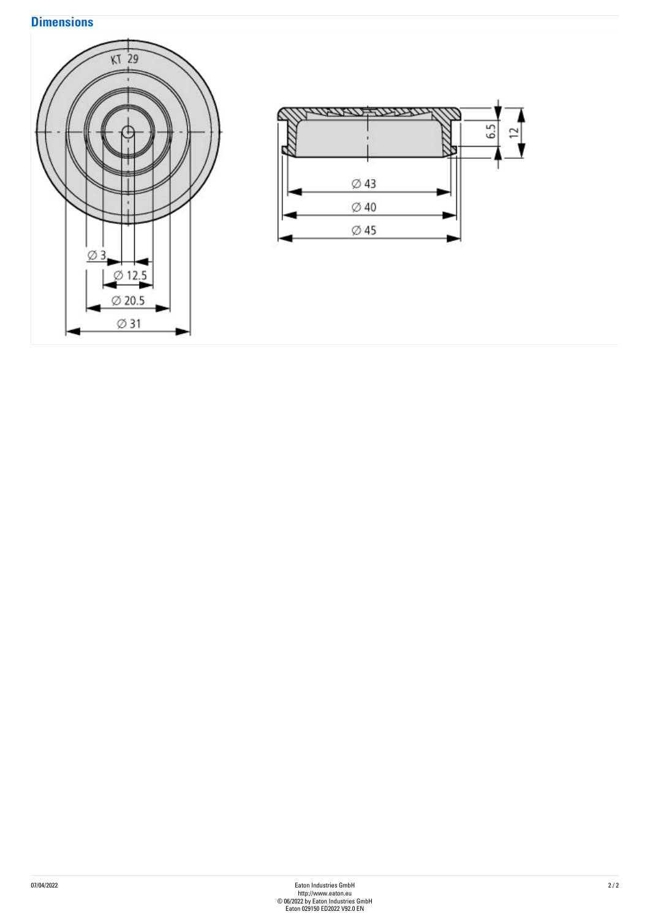## Dimensions

KT 29

∅ 3

∅ 12.5

∅ 20.5

∅ 31

∅ 43

∅ 40

∅ 45

6.5

12